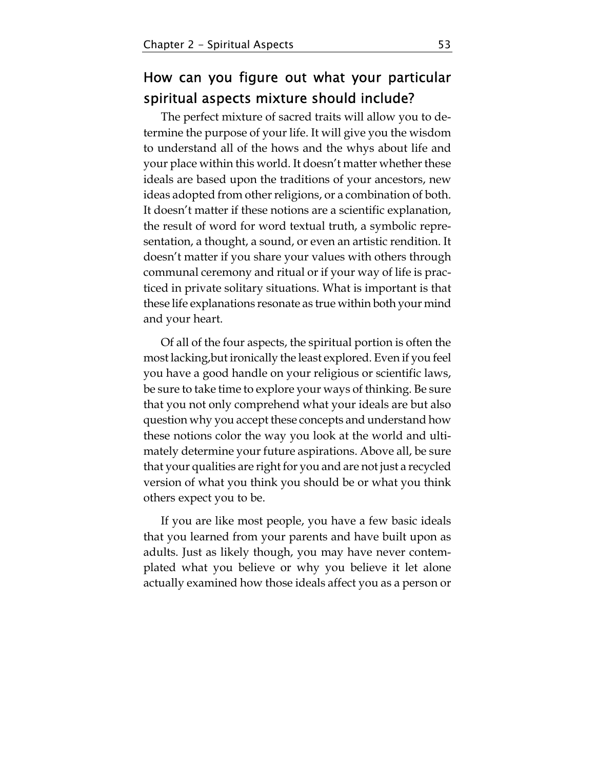## How can you figure out what your particular spiritual aspects mixture should include?

The perfect mixture of sacred traits will allow you to determine the purpose of your life. It will give you the wisdom to understand all of the hows and the whys about life and your place within this world. It doesn't matter whether these ideals are based upon the traditions of your ancestors, new ideas adopted from other religions, or a combination of both. It doesn't matter if these notions are a scientific explanation, the result of word for word textual truth, a symbolic representation, a thought, a sound, or even an artistic rendition. It doesn't matter if you share your values with others through communal ceremony and ritual or if your way of life is practiced in private solitary situations. What is important is that these life explanations resonate as true within both your mind and your heart.

Of all of the four aspects, the spiritual portion is often the most lacking,but ironically the least explored. Even if you feel you have a good handle on your religious or scientific laws, be sure to take time to explore your ways of thinking. Be sure that you not only comprehend what your ideals are but also question why you accept these concepts and understand how these notions color the way you look at the world and ultimately determine your future aspirations. Above all, be sure that your qualities are right for you and are not just a recycled version of what you think you should be or what you think others expect you to be.

If you are like most people, you have a few basic ideals that you learned from your parents and have built upon as adults. Just as likely though, you may have never contemplated what you believe or why you believe it let alone actually examined how those ideals affect you as a person or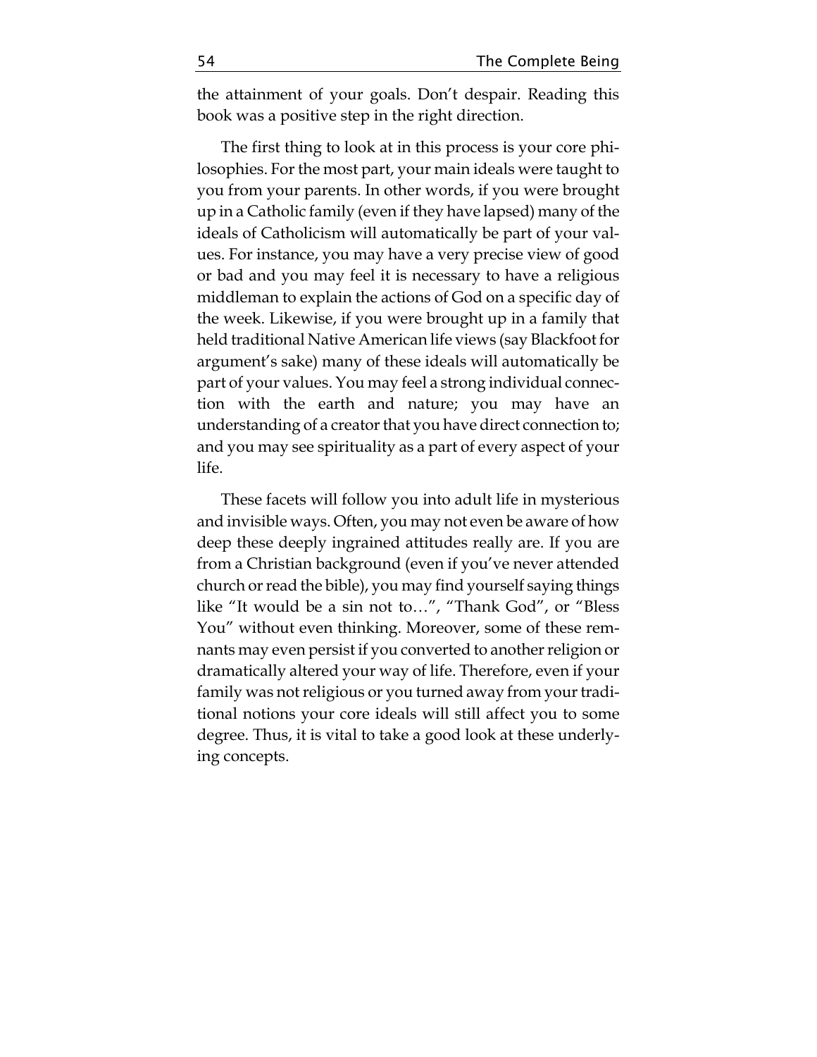the attainment of your goals. Don't despair. Reading this book was a positive step in the right direction.

The first thing to look at in this process is your core philosophies. For the most part, your main ideals were taught to you from your parents. In other words, if you were brought up in a Catholic family (even if they have lapsed) many of the ideals of Catholicism will automatically be part of your values. For instance, you may have a very precise view of good or bad and you may feel it is necessary to have a religious middleman to explain the actions of God on a specific day of the week. Likewise, if you were brought up in a family that held traditional Native American life views (say Blackfoot for argument's sake) many of these ideals will automatically be part of your values. You may feel a strong individual connection with the earth and nature; you may have an understanding of a creator that you have direct connection to; and you may see spirituality as a part of every aspect of your life.

These facets will follow you into adult life in mysterious and invisible ways. Often, you may not even be aware of how deep these deeply ingrained attitudes really are. If you are from a Christian background (even if you've never attended church or read the bible), you may find yourself saying things like "It would be a sin not to…", "Thank God", or "Bless You" without even thinking. Moreover, some of these remnants may even persist if you converted to another religion or dramatically altered your way of life. Therefore, even if your family was not religious or you turned away from your traditional notions your core ideals will still affect you to some degree. Thus, it is vital to take a good look at these underlying concepts.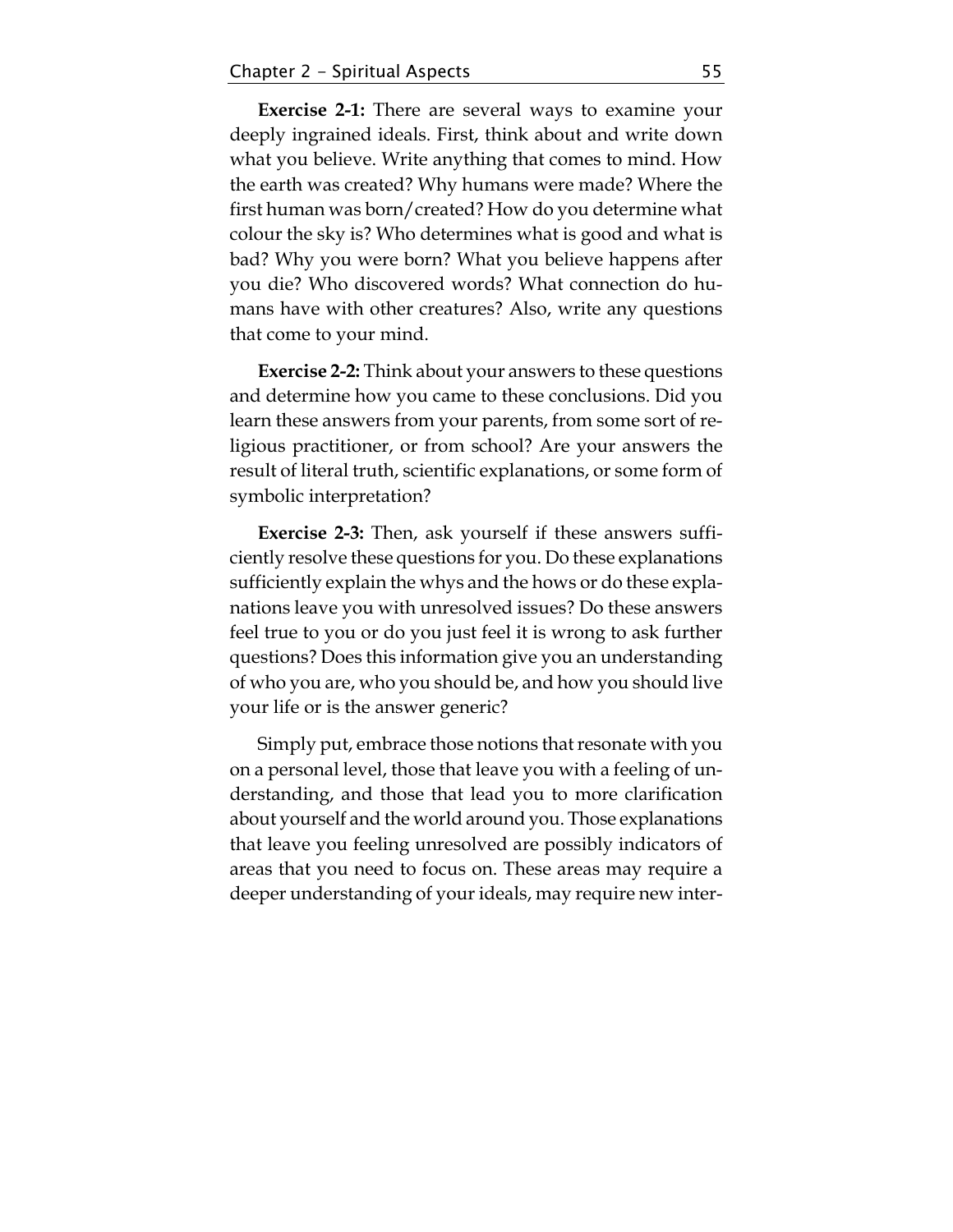**Exercise 2-1:** There are several ways to examine your deeply ingrained ideals. First, think about and write down what you believe. Write anything that comes to mind. How the earth was created? Why humans were made? Where the first human was born/created? How do you determine what colour the sky is? Who determines what is good and what is bad? Why you were born? What you believe happens after you die? Who discovered words? What connection do humans have with other creatures? Also, write any questions that come to your mind.

**Exercise 2-2:** Think about your answers to these questions and determine how you came to these conclusions. Did you learn these answers from your parents, from some sort of religious practitioner, or from school? Are your answers the result of literal truth, scientific explanations, or some form of symbolic interpretation?

**Exercise 2-3:** Then, ask yourself if these answers sufficiently resolve these questions for you. Do these explanations sufficiently explain the whys and the hows or do these explanations leave you with unresolved issues? Do these answers feel true to you or do you just feel it is wrong to ask further questions? Does this information give you an understanding of who you are, who you should be, and how you should live your life or is the answer generic?

Simply put, embrace those notions that resonate with you on a personal level, those that leave you with a feeling of understanding, and those that lead you to more clarification about yourself and the world around you. Those explanations that leave you feeling unresolved are possibly indicators of areas that you need to focus on. These areas may require a deeper understanding of your ideals, may require new inter-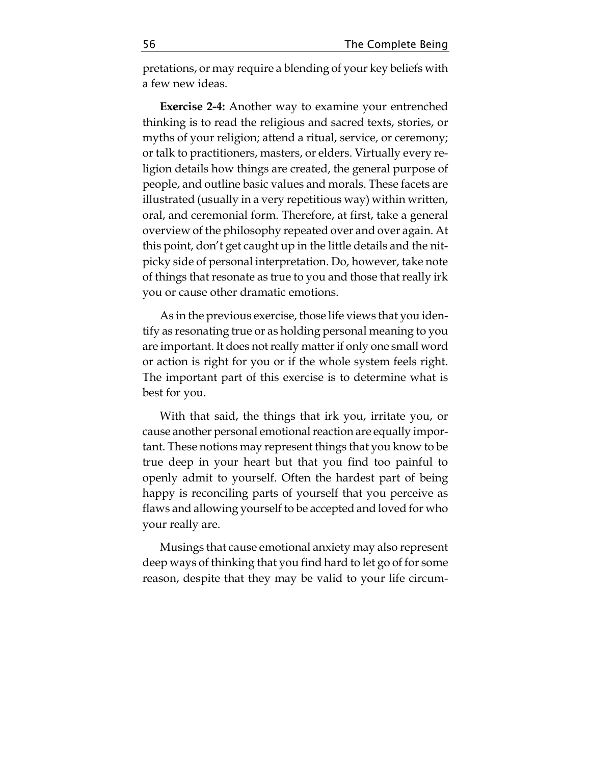pretations, or may require a blending of your key beliefs with a few new ideas.

**Exercise 2-4:** Another way to examine your entrenched thinking is to read the religious and sacred texts, stories, or myths of your religion; attend a ritual, service, or ceremony; or talk to practitioners, masters, or elders. Virtually every religion details how things are created, the general purpose of people, and outline basic values and morals. These facets are illustrated (usually in a very repetitious way) within written, oral, and ceremonial form. Therefore, at first, take a general overview of the philosophy repeated over and over again. At this point, don't get caught up in the little details and the nitpicky side of personal interpretation. Do, however, take note of things that resonate as true to you and those that really irk you or cause other dramatic emotions.

As in the previous exercise, those life views that you identify as resonating true or as holding personal meaning to you are important. It does not really matter if only one small word or action is right for you or if the whole system feels right. The important part of this exercise is to determine what is best for you.

With that said, the things that irk you, irritate you, or cause another personal emotional reaction are equally important. These notions may represent things that you know to be true deep in your heart but that you find too painful to openly admit to yourself. Often the hardest part of being happy is reconciling parts of yourself that you perceive as flaws and allowing yourself to be accepted and loved for who your really are.

Musings that cause emotional anxiety may also represent deep ways of thinking that you find hard to let go of for some reason, despite that they may be valid to your life circum-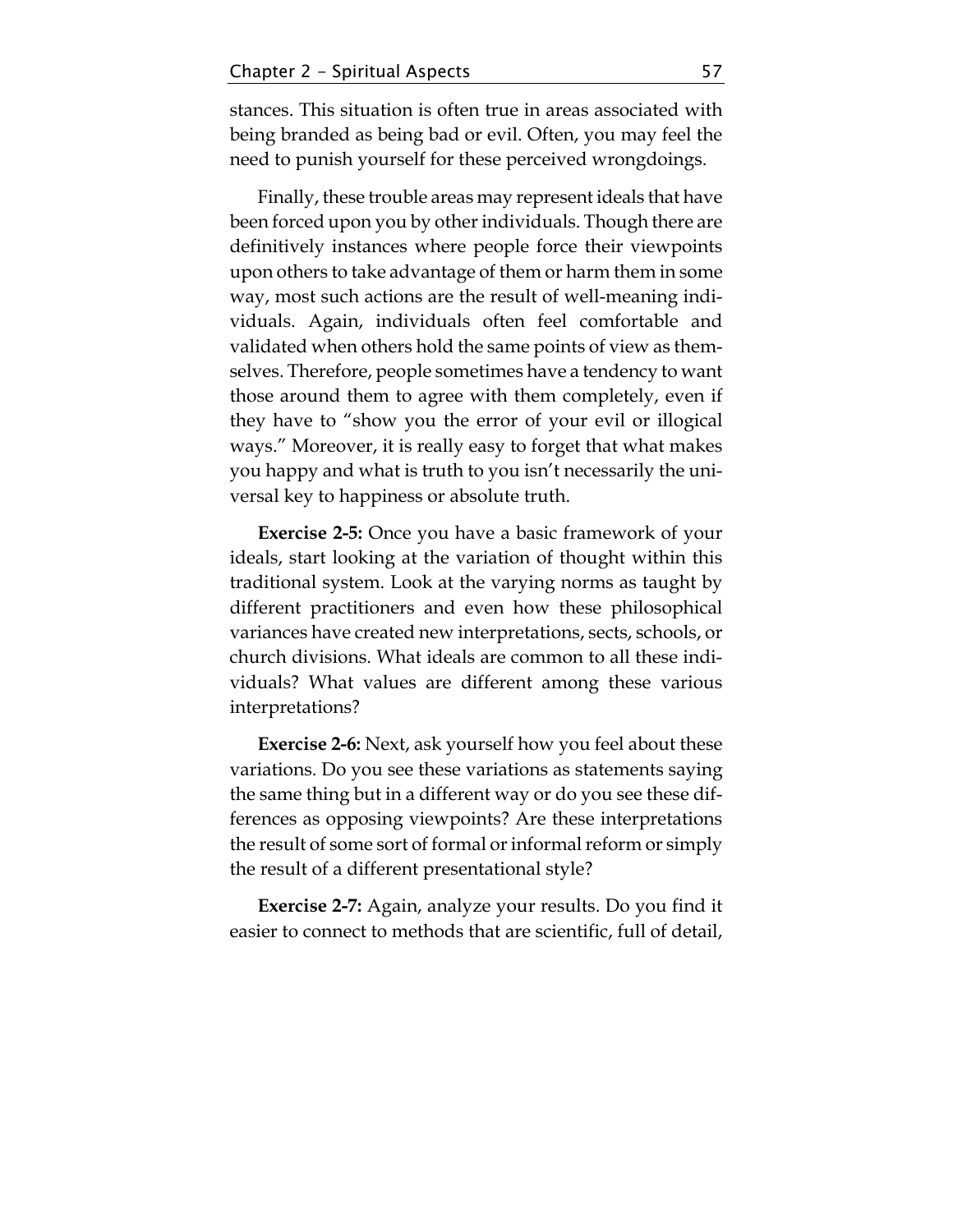stances. This situation is often true in areas associated with being branded as being bad or evil. Often, you may feel the need to punish yourself for these perceived wrongdoings.

Finally, these trouble areas may represent ideals that have been forced upon you by other individuals. Though there are definitively instances where people force their viewpoints upon others to take advantage of them or harm them in some way, most such actions are the result of well-meaning individuals. Again, individuals often feel comfortable and validated when others hold the same points of view as themselves. Therefore, people sometimes have a tendency to want those around them to agree with them completely, even if they have to "show you the error of your evil or illogical ways." Moreover, it is really easy to forget that what makes you happy and what is truth to you isn't necessarily the universal key to happiness or absolute truth.

**Exercise 2-5:** Once you have a basic framework of your ideals, start looking at the variation of thought within this traditional system. Look at the varying norms as taught by different practitioners and even how these philosophical variances have created new interpretations, sects, schools, or church divisions. What ideals are common to all these individuals? What values are different among these various interpretations?

**Exercise 2-6:** Next, ask yourself how you feel about these variations. Do you see these variations as statements saying the same thing but in a different way or do you see these differences as opposing viewpoints? Are these interpretations the result of some sort of formal or informal reform or simply the result of a different presentational style?

**Exercise 2-7:** Again, analyze your results. Do you find it easier to connect to methods that are scientific, full of detail,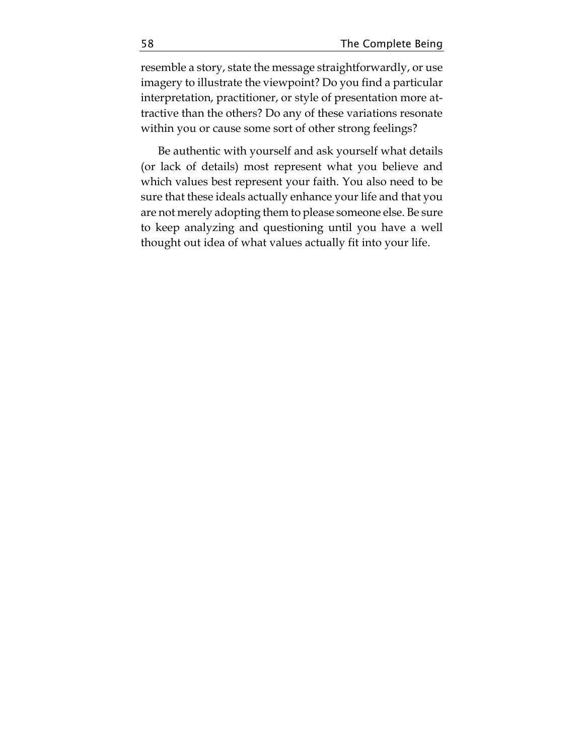resemble a story, state the message straightforwardly, or use imagery to illustrate the viewpoint? Do you find a particular interpretation, practitioner, or style of presentation more attractive than the others? Do any of these variations resonate within you or cause some sort of other strong feelings?

Be authentic with yourself and ask yourself what details (or lack of details) most represent what you believe and which values best represent your faith. You also need to be sure that these ideals actually enhance your life and that you are not merely adopting them to please someone else. Be sure to keep analyzing and questioning until you have a well thought out idea of what values actually fit into your life.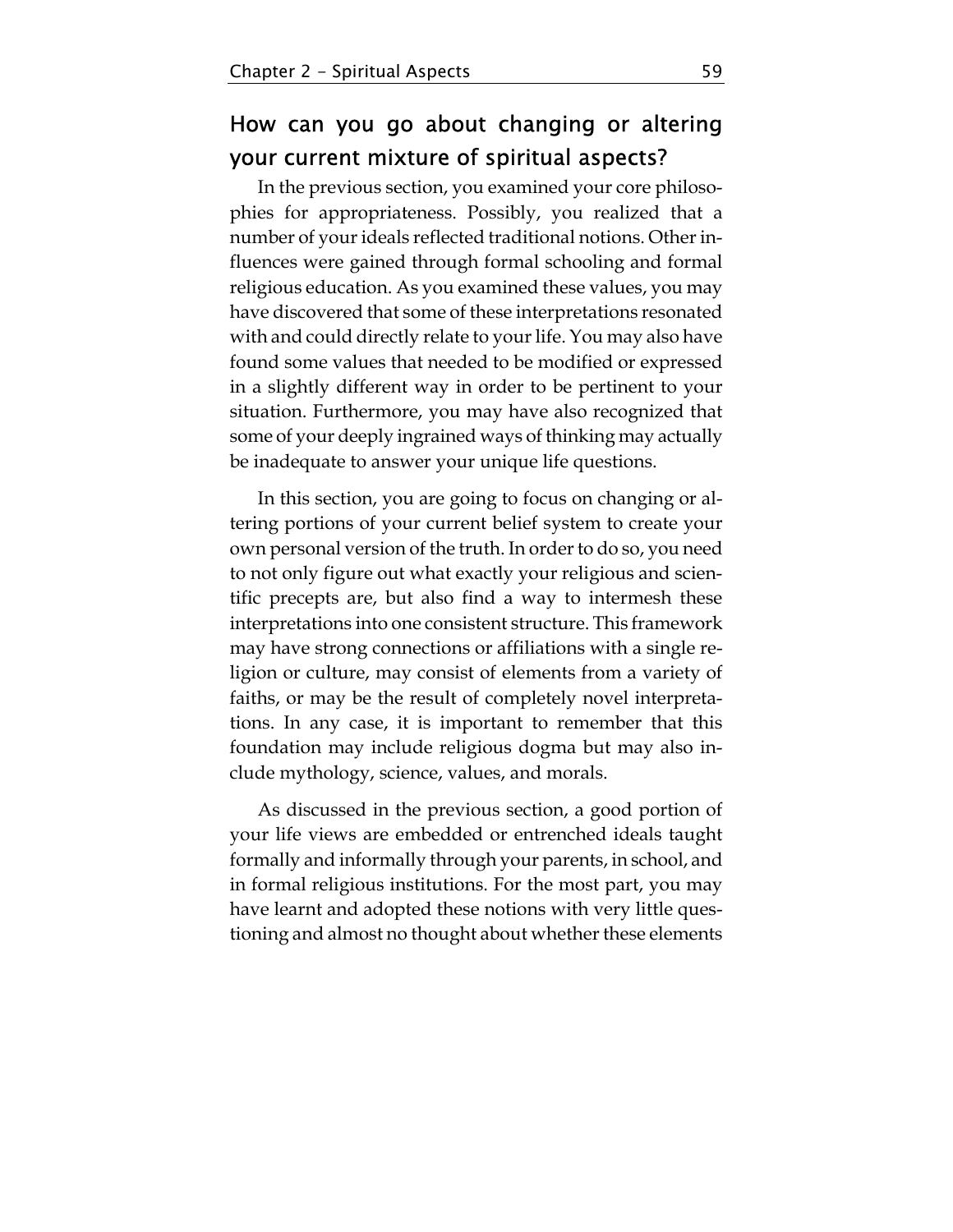## How can you go about changing or altering your current mixture of spiritual aspects?

In the previous section, you examined your core philosophies for appropriateness. Possibly, you realized that a number of your ideals reflected traditional notions. Other influences were gained through formal schooling and formal religious education. As you examined these values, you may have discovered that some of these interpretations resonated with and could directly relate to your life. You may also have found some values that needed to be modified or expressed in a slightly different way in order to be pertinent to your situation. Furthermore, you may have also recognized that some of your deeply ingrained ways of thinking may actually be inadequate to answer your unique life questions.

In this section, you are going to focus on changing or altering portions of your current belief system to create your own personal version of the truth. In order to do so, you need to not only figure out what exactly your religious and scientific precepts are, but also find a way to intermesh these interpretations into one consistent structure. This framework may have strong connections or affiliations with a single religion or culture, may consist of elements from a variety of faiths, or may be the result of completely novel interpretations. In any case, it is important to remember that this foundation may include religious dogma but may also include mythology, science, values, and morals.

As discussed in the previous section, a good portion of your life views are embedded or entrenched ideals taught formally and informally through your parents, in school, and in formal religious institutions. For the most part, you may have learnt and adopted these notions with very little questioning and almost no thought about whether these elements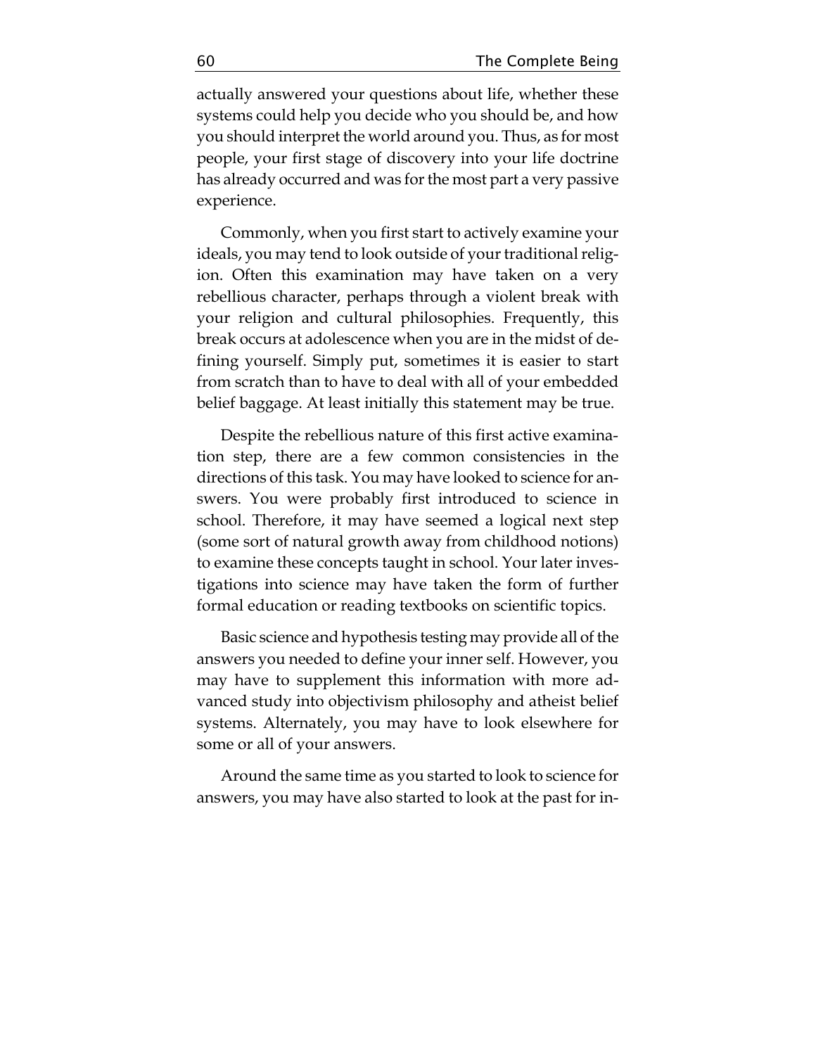actually answered your questions about life, whether these systems could help you decide who you should be, and how you should interpret the world around you. Thus, as for most people, your first stage of discovery into your life doctrine has already occurred and was for the most part a very passive experience.

Commonly, when you first start to actively examine your ideals, you may tend to look outside of your traditional religion. Often this examination may have taken on a very rebellious character, perhaps through a violent break with your religion and cultural philosophies. Frequently, this break occurs at adolescence when you are in the midst of defining yourself. Simply put, sometimes it is easier to start from scratch than to have to deal with all of your embedded belief baggage. At least initially this statement may be true.

Despite the rebellious nature of this first active examination step, there are a few common consistencies in the directions of this task. You may have looked to science for answers. You were probably first introduced to science in school. Therefore, it may have seemed a logical next step (some sort of natural growth away from childhood notions) to examine these concepts taught in school. Your later investigations into science may have taken the form of further formal education or reading textbooks on scientific topics.

Basic science and hypothesis testing may provide all of the answers you needed to define your inner self. However, you may have to supplement this information with more advanced study into objectivism philosophy and atheist belief systems. Alternately, you may have to look elsewhere for some or all of your answers.

Around the same time as you started to look to science for answers, you may have also started to look at the past for in-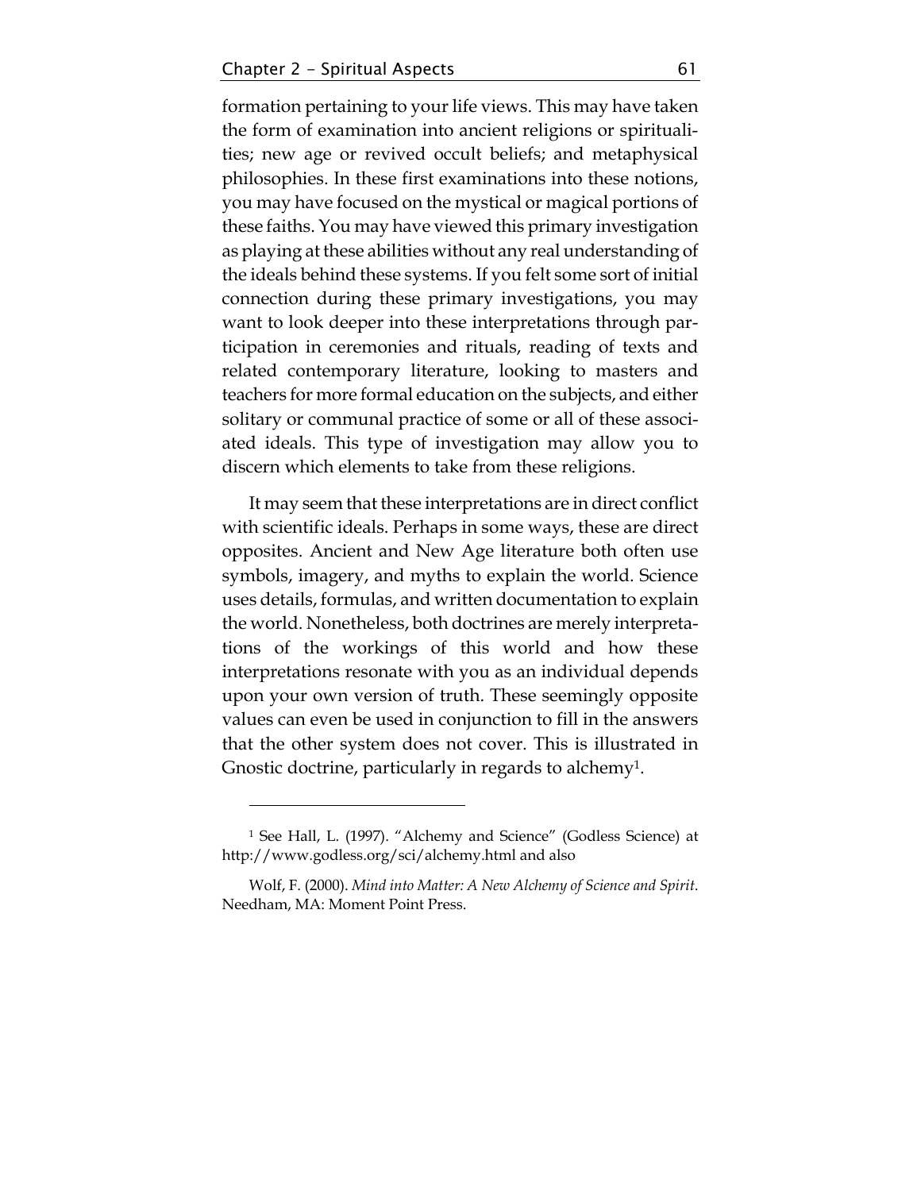formation pertaining to your life views. This may have taken the form of examination into ancient religions or spiritualities; new age or revived occult beliefs; and metaphysical philosophies. In these first examinations into these notions, you may have focused on the mystical or magical portions of these faiths. You may have viewed this primary investigation as playing at these abilities without any real understanding of the ideals behind these systems. If you felt some sort of initial connection during these primary investigations, you may want to look deeper into these interpretations through participation in ceremonies and rituals, reading of texts and related contemporary literature, looking to masters and teachers for more formal education on the subjects, and either solitary or communal practice of some or all of these associated ideals. This type of investigation may allow you to discern which elements to take from these religions.

It may seem that these interpretations are in direct conflict with scientific ideals. Perhaps in some ways, these are direct opposites. Ancient and New Age literature both often use symbols, imagery, and myths to explain the world. Science uses details, formulas, and written documentation to explain the world. Nonetheless, both doctrines are merely interpretations of the workings of this world and how these interpretations resonate with you as an individual depends upon your own version of truth. These seemingly opposite values can even be used in conjunction to fill in the answers that the other system does not cover. This is illustrated in Gnostic doctrine, particularly in regards to alchemy[1].

---

[1] See Hall, L. (1997). "Alchemy and Science" (Godless Science) at http://www.godless.org/sci/alchemy.html and also

Wolf, F. (2000). *Mind into Matter: A New Alchemy of Science and Spirit*. Needham, MA: Moment Point Press.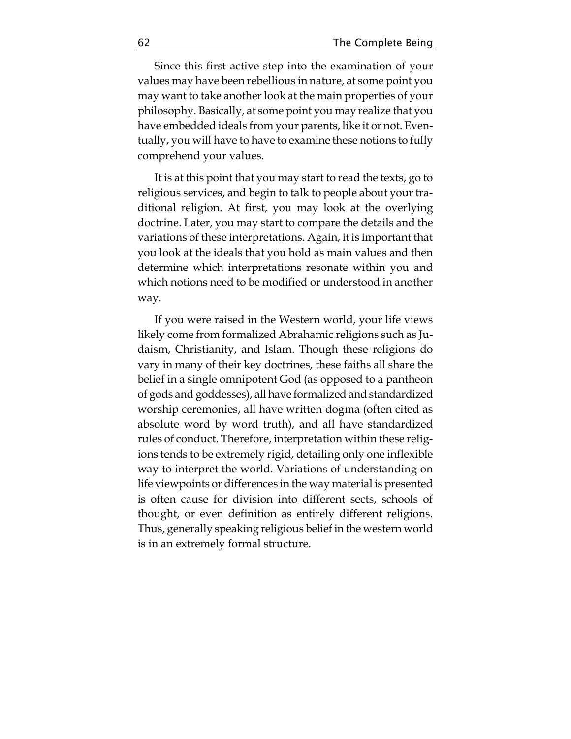Since this first active step into the examination of your values may have been rebellious in nature, at some point you may want to take another look at the main properties of your philosophy. Basically, at some point you may realize that you have embedded ideals from your parents, like it or not. Eventually, you will have to have to examine these notions to fully comprehend your values.

It is at this point that you may start to read the texts, go to religious services, and begin to talk to people about your traditional religion. At first, you may look at the overlying doctrine. Later, you may start to compare the details and the variations of these interpretations. Again, it is important that you look at the ideals that you hold as main values and then determine which interpretations resonate within you and which notions need to be modified or understood in another way.

If you were raised in the Western world, your life views likely come from formalized Abrahamic religions such as Judaism, Christianity, and Islam. Though these religions do vary in many of their key doctrines, these faiths all share the belief in a single omnipotent God (as opposed to a pantheon of gods and goddesses), all have formalized and standardized worship ceremonies, all have written dogma (often cited as absolute word by word truth), and all have standardized rules of conduct. Therefore, interpretation within these religions tends to be extremely rigid, detailing only one inflexible way to interpret the world. Variations of understanding on life viewpoints or differences in the way material is presented is often cause for division into different sects, schools of thought, or even definition as entirely different religions. Thus, generally speaking religious belief in the western world is in an extremely formal structure.